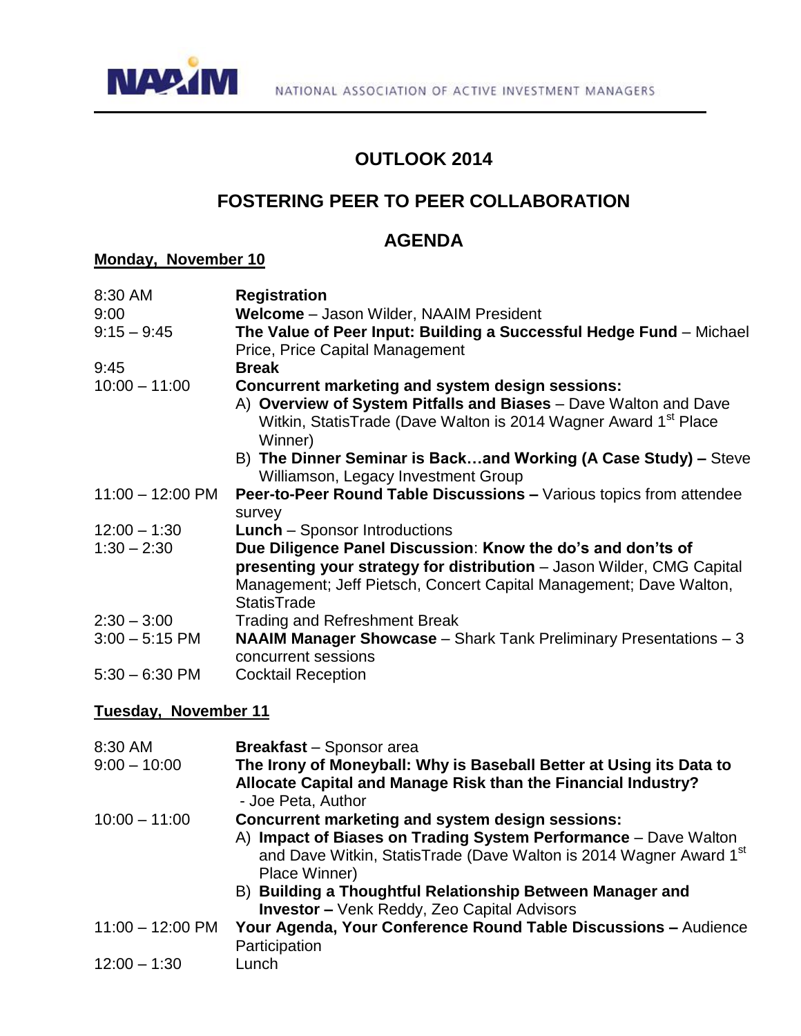NAAIM — NATIONAL ASSOCIATION OF ACTIVE INVESTMENT MANAGERS

# OUTLOOK 2014

## FOSTERING PEER TO PEER COLLABORATION

## AGENDA

**Monday, November 10**

| | |
|---|---|
| 8:30 AM | **Registration** |
| 9:00 | **Welcome** – Jason Wilder, NAAIM President |
| 9:15 – 9:45 | **The Value of Peer Input: Building a Successful Hedge Fund** – Michael Price, Price Capital Management |
| 9:45 | **Break** |
| 10:00 – 11:00 | **Concurrent marketing and system design sessions:**<br>A) **Overview of System Pitfalls and Biases** – Dave Walton and Dave Witkin, StatisTrade (Dave Walton is 2014 Wagner Award 1st Place Winner)<br>B) **The Dinner Seminar is Back…and Working (A Case Study) –** Steve Williamson, Legacy Investment Group |
| 11:00 – 12:00 PM | **Peer-to-Peer Round Table Discussions –** Various topics from attendee survey |
| 12:00 – 1:30 | **Lunch** – Sponsor Introductions |
| 1:30 – 2:30 | **Due Diligence Panel Discussion**: **Know the do's and don'ts of presenting your strategy for distribution** – Jason Wilder, CMG Capital Management; Jeff Pietsch, Concert Capital Management; Dave Walton, StatisTrade |
| 2:30 – 3:00 | Trading and Refreshment Break |
| 3:00 – 5:15 PM | **NAAIM Manager Showcase** – Shark Tank Preliminary Presentations – 3 concurrent sessions |
| 5:30 – 6:30 PM | Cocktail Reception |

**Tuesday, November 11**

| | |
|---|---|
| 8:30 AM | **Breakfast** – Sponsor area |
| 9:00 – 10:00 | **The Irony of Moneyball: Why is Baseball Better at Using its Data to Allocate Capital and Manage Risk than the Financial Industry?**<br>- Joe Peta, Author |
| 10:00 – 11:00 | **Concurrent marketing and system design sessions:**<br>A) **Impact of Biases on Trading System Performance** – Dave Walton and Dave Witkin, StatisTrade (Dave Walton is 2014 Wagner Award 1st Place Winner)<br>B) **Building a Thoughtful Relationship Between Manager and Investor –** Venk Reddy, Zeo Capital Advisors |
| 11:00 – 12:00 PM | **Your Agenda, Your Conference Round Table Discussions –** Audience Participation |
| 12:00 – 1:30 | Lunch |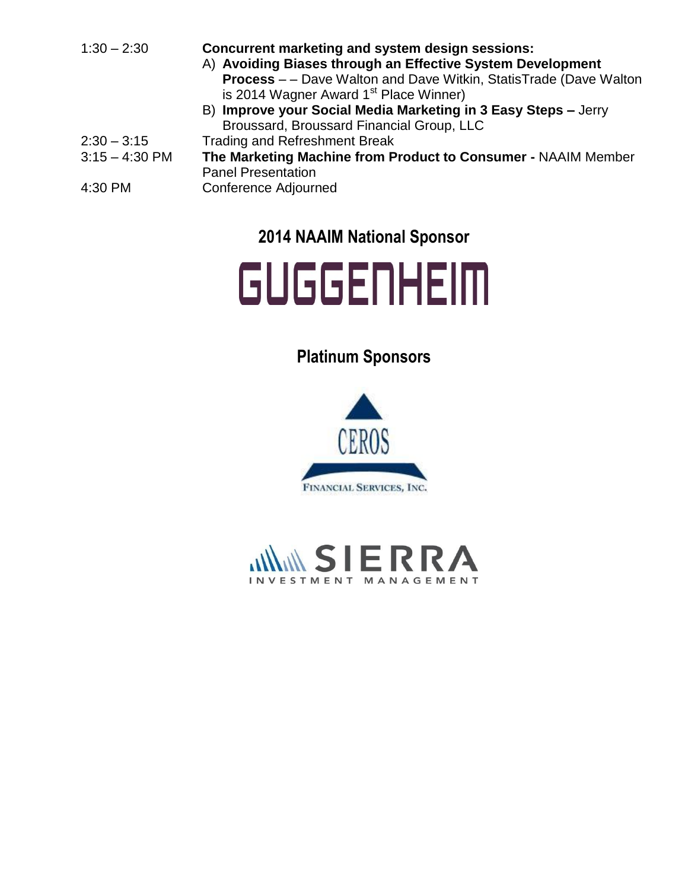| | |
|---|---|
| 1:30 – 2:30 | **Concurrent marketing and system design sessions:** |
| | A) **Avoiding Biases through an Effective System Development Process** – – Dave Walton and Dave Witkin, StatisTrade (Dave Walton is 2014 Wagner Award 1st Place Winner) |
| | B) **Improve your Social Media Marketing in 3 Easy Steps –** Jerry Broussard, Broussard Financial Group, LLC |
| 2:30 – 3:15 | Trading and Refreshment Break |
| 3:15 – 4:30 PM | **The Marketing Machine from Product to Consumer -** NAAIM Member Panel Presentation |
| 4:30 PM | Conference Adjourned |

## 2014 NAAIM National Sponsor

GUGGENHEIM

## Platinum Sponsors

CEROS
FINANCIAL SERVICES, INC.

SIERRA
INVESTMENT MANAGEMENT